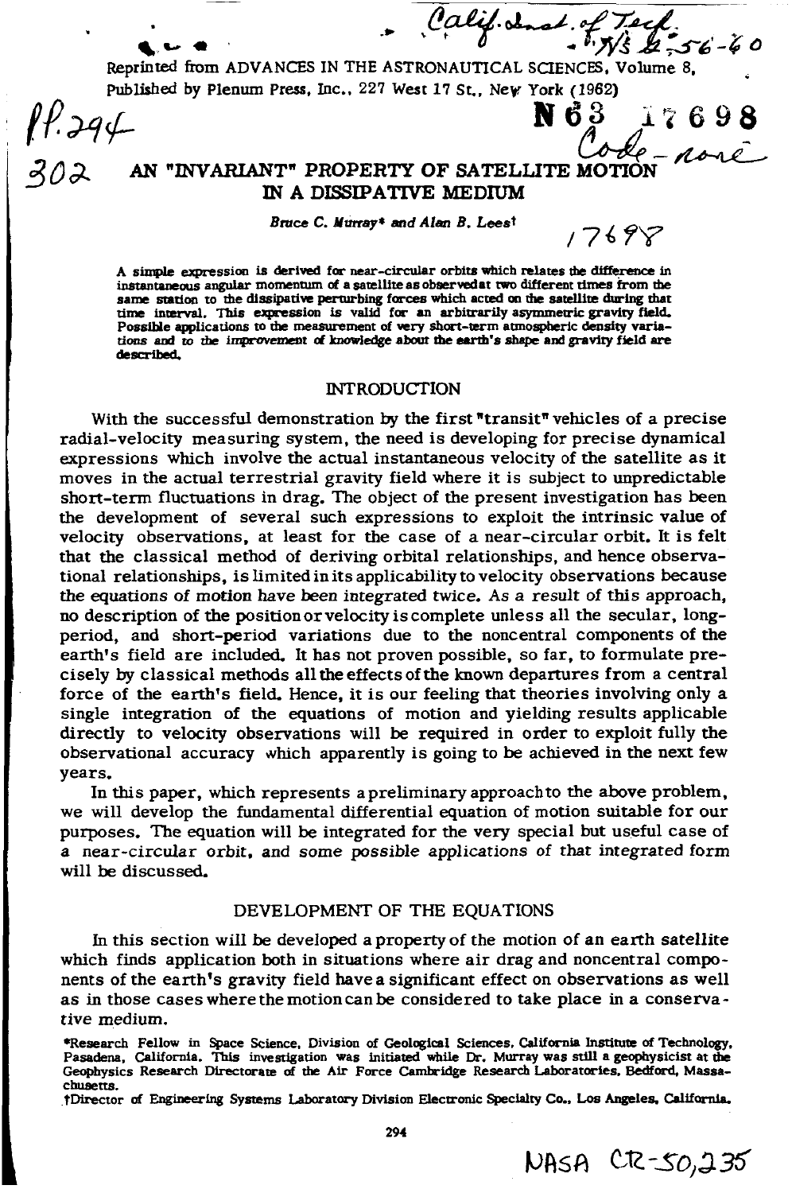Reprinted from ADVANCES IN THE ASTRONAUTICAL SCIENCES, Volume 8, Published by Plenum Press, Inc., 227 West 17 St., New York (1962)

# AN "INVARIANT" PROPERTY OF SATELLITE MOTION IN A DISSIPATIVE MEDIUM

*Bruce C. Murray\** and *Alan B. Lees†*

**A simple expression is derived for near-circular orbits which relates the difference in instantaneous angular momentum of a satellite as observed at two different times from the same station to the dissipative perturbing forces which acted on the satellite during that time interval. This expression is valid for an arbitrarily asymmetric gravity field. Possible applications to the measurement of very short-term atmospheric density variations and to the improvement of knowledge about the earth's shape and gravity field are described.**

## INTRODUCTION

With the successful demonstration by the first "transit" vehicles of a precise radial-velocity measuring system, the need is developing for precise dynamical expressions which involve the actual instantaneous velocity of the satellite as it moves in the actual terrestrial gravity field where it is subject to unpredictable short-term fluctuations in drag. The object of the present investigation has been the development of several such expressions to exploit the intrinsic value of velocity observations, at least for the case of a near-circular orbit. It is felt that the classical method of deriving orbital relationships, and hence observational relationships, is limited in its applicability to velocity observations because the equations of motion have been integrated twice. As a result of this approach, no description of the position or velocity is complete unless all the secular, long-period, and short-period variations due to the noncentral components of the earth's field are included. It has not proven possible, so far, to formulate precisely by classical methods all the effects of the known departures from a central force of the earth's field. Hence, it is our feeling that theories involving only a single integration of the equations of motion and yielding results applicable directly to velocity observations will be required in order to exploit fully the observational accuracy which apparently is going to be achieved in the next few years.

In this paper, which represents a preliminary approach to the above problem, we will develop the fundamental differential equation of motion suitable for our purposes. The equation will be integrated for the very special but useful case of a near-circular orbit, and some possible applications of that integrated form will be discussed.

## DEVELOPMENT OF THE EQUATIONS

In this section will be developed a property of the motion of an earth satellite which finds application both in situations where air drag and noncentral components of the earth's gravity field have a significant effect on observations as well as in those cases where the motion can be considered to take place in a conservative medium.

\*Research Fellow in Space Science, Division of Geological Sciences, California Institute of Technology, Pasadena, California. This investigation was initiated while Dr. Murray was still a geophysicist at the Geophysics Research Directorate of the Air Force Cambridge Research Laboratories, Bedford, Massachusetts.

†Director of Engineering Systems Laboratory Division Electronic Specialty Co., Los Angeles, California.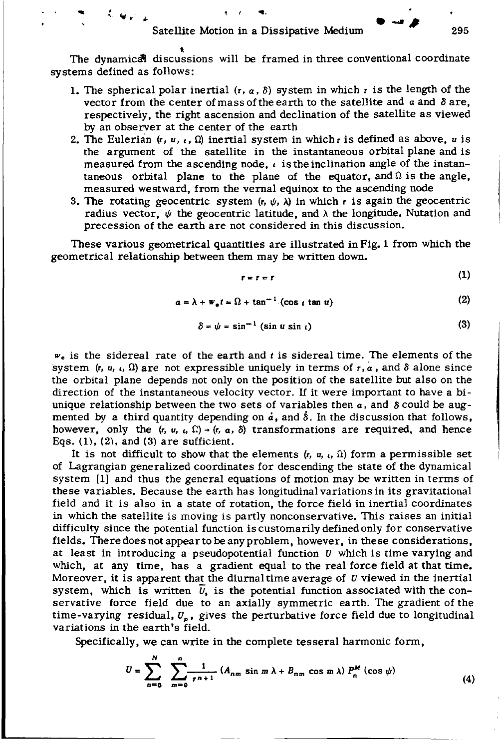The dynamical discussions will be framed in three conventional coordinate systems defined as follows:

1. The spherical polar inertial $(r, \alpha, \delta)$ system in which $r$ is the length of the vector from the center of mass of the earth to the satellite and $\alpha$ and $\delta$ are, respectively, the right ascension and declination of the satellite as viewed by an observer at the center of the earth
2. The Eulerian $(r, u, \iota, \Omega)$ inertial system in which $r$ is defined as above, $u$ is the argument of the satellite in the instantaneous orbital plane and is measured from the ascending node, $\iota$ is the inclination angle of the instantaneous orbital plane to the plane of the equator, and $\Omega$ is the angle, measured westward, from the vernal equinox to the ascending node
3. The rotating geocentric system $(r, \psi, \lambda)$ in which $r$ is again the geocentric radius vector, $\psi$ the geocentric latitude, and $\lambda$ the longitude. Nutation and precession of the earth are not considered in this discussion.

These various geometrical quantities are illustrated in Fig. 1 from which the geometrical relationship between them may be written down.

$$r = r = r \tag{1}$$

$$\alpha = \lambda + w_e t = \Omega + \tan^{-1} (\cos \iota \tan u) \tag{2}$$

$$\delta = \psi = \sin^{-1} (\sin u \sin \iota) \tag{3}$$

$w_e$ is the sidereal rate of the earth and $t$ is sidereal time. The elements of the system $(r, u, \iota, \Omega)$ are not expressible uniquely in terms of $r, \alpha$, and $\delta$ alone since the orbital plane depends not only on the position of the satellite but also on the direction of the instantaneous velocity vector. If it were important to have a biunique relationship between the two sets of variables then $\alpha$, and $\delta$ could be augmented by a third quantity depending on $\dot{\alpha}$, and $\dot{\delta}$. In the discussion that follows, however, only the $(r, u, \iota, \Omega) \rightarrow (r, \alpha, \delta)$ transformations are required, and hence Eqs. (1), (2), and (3) are sufficient.

It is not difficult to show that the elements $(r, u, \iota, \Omega)$ form a permissible set of Lagrangian generalized coordinates for descending the state of the dynamical system [1] and thus the general equations of motion may be written in terms of these variables. Because the earth has longitudinal variations in its gravitational field and it is also in a state of rotation, the force field in inertial coordinates in which the satellite is moving is partly nonconservative. This raises an initial difficulty since the potential function is customarily defined only for conservative fields. There does not appear to be any problem, however, in these considerations, at least in introducing a pseudopotential function $U$ which is time varying and which, at any time, has a gradient equal to the real force field at that time. Moreover, it is apparent that the diurnal time average of $U$ viewed in the inertial system, which is written $\bar{U}$, is the potential function associated with the conservative force field due to an axially symmetric earth. The gradient of the time-varying residual, $U_p$, gives the perturbative force field due to longitudinal variations in the earth's field.

Specifically, we can write in the complete tesseral harmonic form,

$$U = \sum_{n=0}^{N} \sum_{m=0}^{n} \frac{1}{r^{n+1}} (A_{nm} \sin m \lambda + B_{nm} \cos m \lambda) P_n^M (\cos \psi) \tag{4}$$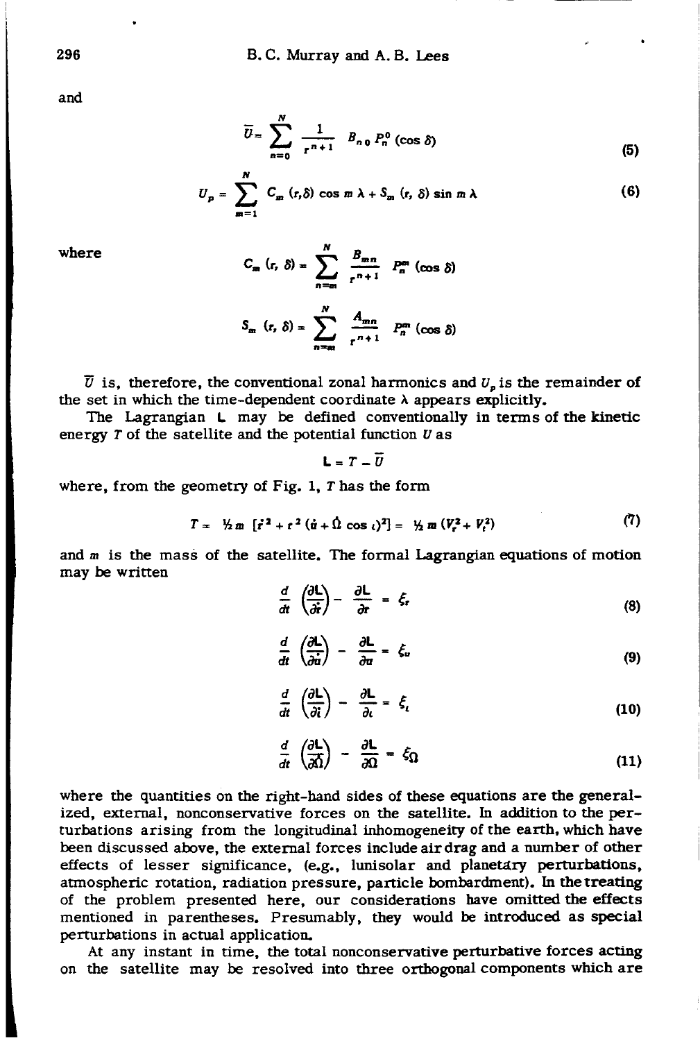and

$$\bar{U} = \sum_{n=0}^{N} \frac{1}{r^{n+1}} B_{n0} P_n^0 (\cos \delta) \tag{5}$$

$$U_p = \sum_{m=1}^{N} C_m (r, \delta) \cos m \lambda + S_m (r, \delta) \sin m \lambda \tag{6}$$

where

$$C_m (r, \delta) = \sum_{n=m}^{N} \frac{B_{mn}}{r^{n+1}} P_n^m (\cos \delta)$$

$$S_m (r, \delta) = \sum_{n=m}^{N} \frac{A_{mn}}{r^{n+1}} P_n^m (\cos \delta)$$

$\bar{U}$ is, therefore, the conventional zonal harmonics and $U_p$ is the remainder of the set in which the time-dependent coordinate $\lambda$ appears explicitly.

The Lagrangian $\mathsf{L}$ may be defined conventionally in terms of the kinetic energy $T$ of the satellite and the potential function $U$ as

$$\mathsf{L} = T - \bar{U}$$

where, from the geometry of Fig. 1, $T$ has the form

$$T = \tfrac{1}{2} m \left[ \dot{r}^2 + r^2 (\dot{u} + \dot{\Omega} \cos \iota)^2 \right] = \tfrac{1}{2} m \left( V_r^2 + V_t^2 \right) \tag{7}$$

and $m$ is the mass of the satellite. The formal Lagrangian equations of motion may be written

$$\frac{d}{dt} \left( \frac{\partial \mathsf{L}}{\partial \dot{r}} \right) - \frac{\partial \mathsf{L}}{\partial r} = \xi_r \tag{8}$$

$$\frac{d}{dt} \left( \frac{\partial \mathsf{L}}{\partial \dot{u}} \right) - \frac{\partial \mathsf{L}}{\partial u} = \xi_u \tag{9}$$

$$\frac{d}{dt} \left( \frac{\partial \mathsf{L}}{\partial \dot{\iota}} \right) - \frac{\partial \mathsf{L}}{\partial \iota} = \xi_\iota \tag{10}$$

$$\frac{d}{dt} \left( \frac{\partial \mathsf{L}}{\partial \dot{\Omega}} \right) - \frac{\partial \mathsf{L}}{\partial \Omega} = \xi_\Omega \tag{11}$$

where the quantities on the right-hand sides of these equations are the generalized, external, nonconservative forces on the satellite. In addition to the perturbations arising from the longitudinal inhomogeneity of the earth, which have been discussed above, the external forces include air drag and a number of other effects of lesser significance, (e.g., lunisolar and planetary perturbations, atmospheric rotation, radiation pressure, particle bombardment). In the treating of the problem presented here, our considerations have omitted the effects mentioned in parentheses. Presumably, they would be introduced as special perturbations in actual application.

At any instant in time, the total nonconservative perturbative forces acting on the satellite may be resolved into three orthogonal components which are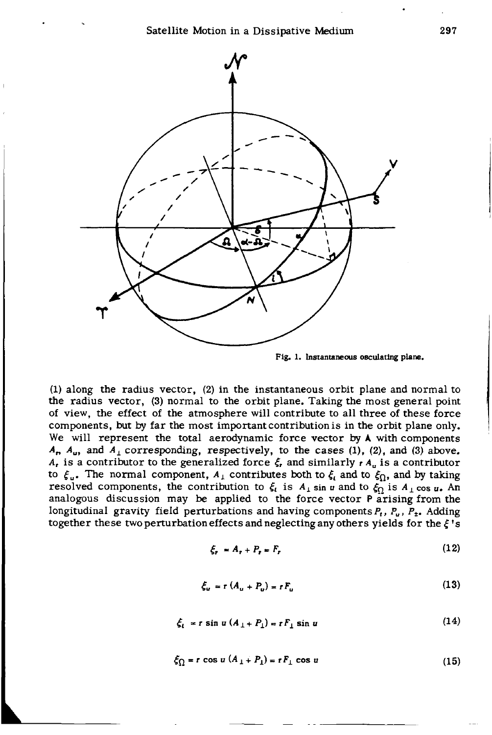Fig. 1. Instantaneous osculating plane.

(1) along the radius vector, (2) in the instantaneous orbit plane and normal to the radius vector, (3) normal to the orbit plane. Taking the most general point of view, the effect of the atmosphere will contribute to all three of these force components, but by far the most important contribution is in the orbit plane only. We will represent the total aerodynamic force vector by **A** with components $A_r$, $A_u$, and $A_\perp$ corresponding, respectively, to the cases (1), (2), and (3) above. $A_r$ is a contributor to the generalized force $\xi_r$ and similarly $r\,A_u$ is a contributor to $\xi_u$. The normal component, $A_\perp$ contributes both to $\xi_i$ and to $\xi_\Omega$, and by taking resolved components, the contribution to $\xi_i$ is $A_\perp \sin u$ and to $\xi_\Omega$ is $A_\perp \cos u$. An analogous discussion may be applied to the force vector **P** arising from the longitudinal gravity field perturbations and having components $P_r$, $P_u$, $P_\perp$. Adding together these two perturbation effects and neglecting any others yields for the $\xi$'s

$$\xi_r = A_r + P_r = F_r \tag{12}$$

$$\xi_u = r\,(A_u + P_u) = r F_u \tag{13}$$

$$\xi_i = r \sin u\,(A_\perp + P_\perp) = r F_\perp \sin u \tag{14}$$

$$\xi_\Omega = r \cos u\,(A_\perp + P_\perp) = r F_\perp \cos u \tag{15}$$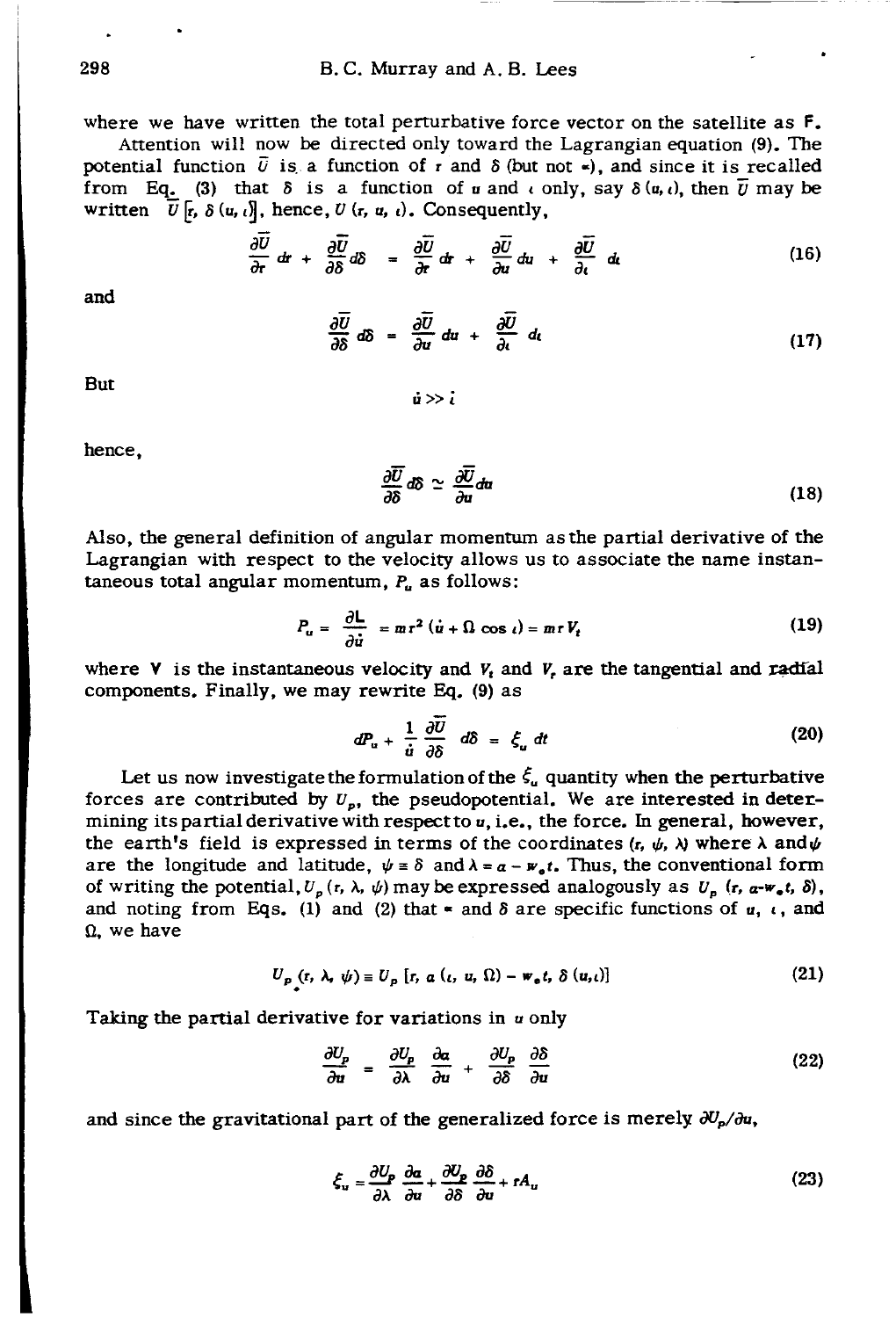where we have written the total perturbative force vector on the satellite as $\mathbf{F}$.

Attention will now be directed only toward the Lagrangian equation (9). The potential function $\bar{U}$ is a function of $r$ and $\delta$ (but not $\alpha$), and since it is recalled from Eq. (3) that $\delta$ is a function of $u$ and $\iota$ only, say $\delta(u, \iota)$, then $\bar{U}$ may be written $\bar{U}[r, \delta(u, \iota)]$, hence, $U(r, u, \iota)$. Consequently,

$$\frac{\partial \bar{U}}{\partial r} dr + \frac{\partial \bar{U}}{\partial \delta} d\delta = \frac{\partial \bar{U}}{\partial r} dr + \frac{\partial \bar{U}}{\partial u} du + \frac{\partial \bar{U}}{\partial \iota} d\iota \tag{16}$$

and

$$\frac{\partial \bar{U}}{\partial \delta} d\delta = \frac{\partial \bar{U}}{\partial u} du + \frac{\partial \bar{U}}{\partial \iota} d\iota \tag{17}$$

But

$$\dot{u} >> \dot{\iota}$$

hence,

$$\frac{\partial \bar{U}}{\partial \delta} d\delta \simeq \frac{\partial \bar{U}}{\partial u} du \tag{18}$$

Also, the general definition of angular momentum as the partial derivative of the Lagrangian with respect to the velocity allows us to associate the name instantaneous total angular momentum, $P_u$ as follows:

$$P_u = \frac{\partial L}{\partial \dot{u}} = mr^2 (\dot{u} + \Omega \cos \iota) = mr V_t \tag{19}$$

where $\mathbf{V}$ is the instantaneous velocity and $V_t$ and $V_r$ are the tangential and radial components. Finally, we may rewrite Eq. (9) as

$$dP_u + \frac{1}{\dot{u}} \frac{\partial \bar{U}}{\partial \delta} d\delta = \xi_u \, dt \tag{20}$$

Let us now investigate the formulation of the $\xi_u$ quantity when the perturbative forces are contributed by $U_p$, the pseudopotential. We are interested in determining its partial derivative with respect to $u$, i.e., the force. In general, however, the earth's field is expressed in terms of the coordinates $(r, \psi, \lambda)$ where $\lambda$ and $\psi$ are the longitude and latitude, $\psi \equiv \delta$ and $\lambda = \alpha - w_e t$. Thus, the conventional form of writing the potential, $U_p(r, \lambda, \psi)$ may be expressed analogously as $U_p(r, \alpha - w_e t, \delta)$, and noting from Eqs. (1) and (2) that $\alpha$ and $\delta$ are specific functions of $u$, $\iota$, and $\Omega$, we have

$$U_p(r, \lambda, \psi) \equiv U_p[r, \alpha(\iota, u, \Omega) - w_e t, \delta(u, \iota)] \tag{21}$$

Taking the partial derivative for variations in $u$ only

$$\frac{\partial U_p}{\partial u} = \frac{\partial U_p}{\partial \lambda} \frac{\partial \alpha}{\partial u} + \frac{\partial U_p}{\partial \delta} \frac{\partial \delta}{\partial u} \tag{22}$$

and since the gravitational part of the generalized force is merely $\partial U_p / \partial u$,

$$\xi_u = \frac{\partial U_p}{\partial \lambda} \frac{\partial \alpha}{\partial u} + \frac{\partial U_p}{\partial \delta} \frac{\partial \delta}{\partial u} + r A_u \tag{23}$$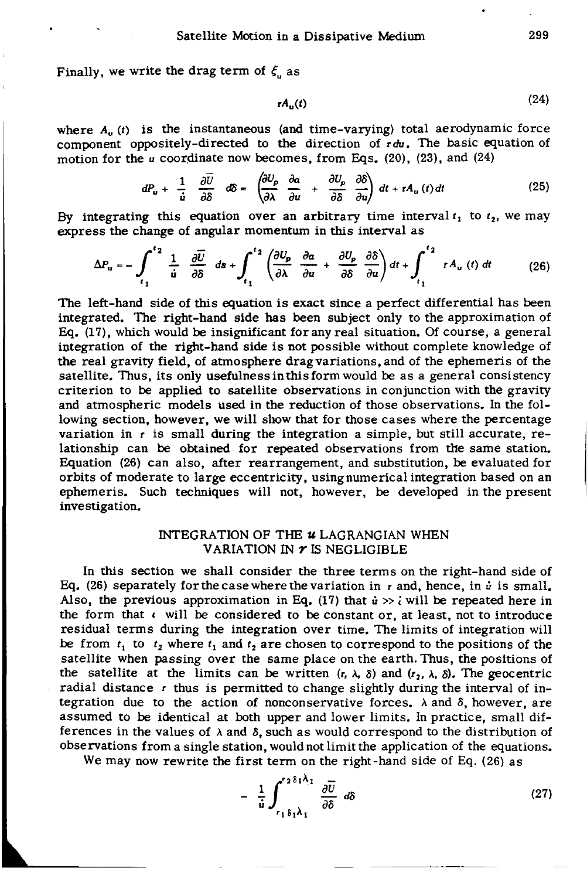Finally, we write the drag term of $\xi_u$ as

$$rA_u(t) \tag{24}$$

where $A_u(t)$ is the instantaneous (and time-varying) total aerodynamic force component oppositely-directed to the direction of $r\,du$. The basic equation of motion for the $u$ coordinate now becomes, from Eqs. (20), (23), and (24)

$$dP_u + \frac{1}{\dot{u}}\frac{\partial \bar{U}}{\partial \delta}\,d\delta = \left(\frac{\partial U_p}{\partial \lambda}\frac{\partial a}{\partial u} + \frac{\partial U_p}{\partial \delta}\frac{\partial \delta}{\partial u}\right)dt + rA_u(t)\,dt \tag{25}$$

By integrating this equation over an arbitrary time interval $t_1$ to $t_2$, we may express the change of angular momentum in this interval as

$$\Delta P_u = -\int_{t_1}^{t_2} \frac{1}{\dot{u}}\frac{\partial \bar{U}}{\partial \delta}\,ds + \int_{t_1}^{t_2}\left(\frac{\partial U_p}{\partial \lambda}\frac{\partial a}{\partial u} + \frac{\partial U_p}{\partial \delta}\frac{\partial \delta}{\partial u}\right)dt + \int_{t_1}^{t_2} rA_u(t)\,dt \tag{26}$$

The left-hand side of this equation is exact since a perfect differential has been integrated. The right-hand side has been subject only to the approximation of Eq. (17), which would be insignificant for any real situation. Of course, a general integration of the right-hand side is not possible without complete knowledge of the real gravity field, of atmosphere drag variations, and of the ephemeris of the satellite. Thus, its only usefulness in this form would be as a general consistency criterion to be applied to satellite observations in conjunction with the gravity and atmospheric models used in the reduction of those observations. In the following section, however, we will show that for those cases where the percentage variation in $r$ is small during the integration a simple, but still accurate, relationship can be obtained for repeated observations from the same station. Equation (26) can also, after rearrangement, and substitution, be evaluated for orbits of moderate to large eccentricity, using numerical integration based on an ephemeris. Such techniques will not, however, be developed in the present investigation.

## INTEGRATION OF THE *u* LAGRANGIAN WHEN VARIATION IN *r* IS NEGLIGIBLE

In this section we shall consider the three terms on the right-hand side of Eq. (26) separately for the case where the variation in $r$ and, hence, in $\dot{u}$ is small. Also, the previous approximation in Eq. (17) that $\dot{u} \gg \dot{\iota}$ will be repeated here in the form that $\iota$ will be considered to be constant or, at least, not to introduce residual terms during the integration over time. The limits of integration will be from $t_1$ to $t_2$ where $t_1$ and $t_2$ are chosen to correspond to the positions of the satellite when passing over the same place on the earth. Thus, the positions of the satellite at the limits can be written $(r, \lambda, \delta)$ and $(r_2, \lambda, \delta)$. The geocentric radial distance $r$ thus is permitted to change slightly during the interval of integration due to the action of nonconservative forces. $\lambda$ and $\delta$, however, are assumed to be identical at both upper and lower limits. In practice, small differences in the values of $\lambda$ and $\delta$, such as would correspond to the distribution of observations from a single station, would not limit the application of the equations.

We may now rewrite the first term on the right-hand side of Eq. (26) as

$$-\frac{1}{\dot{u}}\int_{r_1\delta_1\lambda_1}^{r_2\delta_1\lambda_1} \frac{\partial \bar{U}}{\partial \delta}\,d\delta \tag{27}$$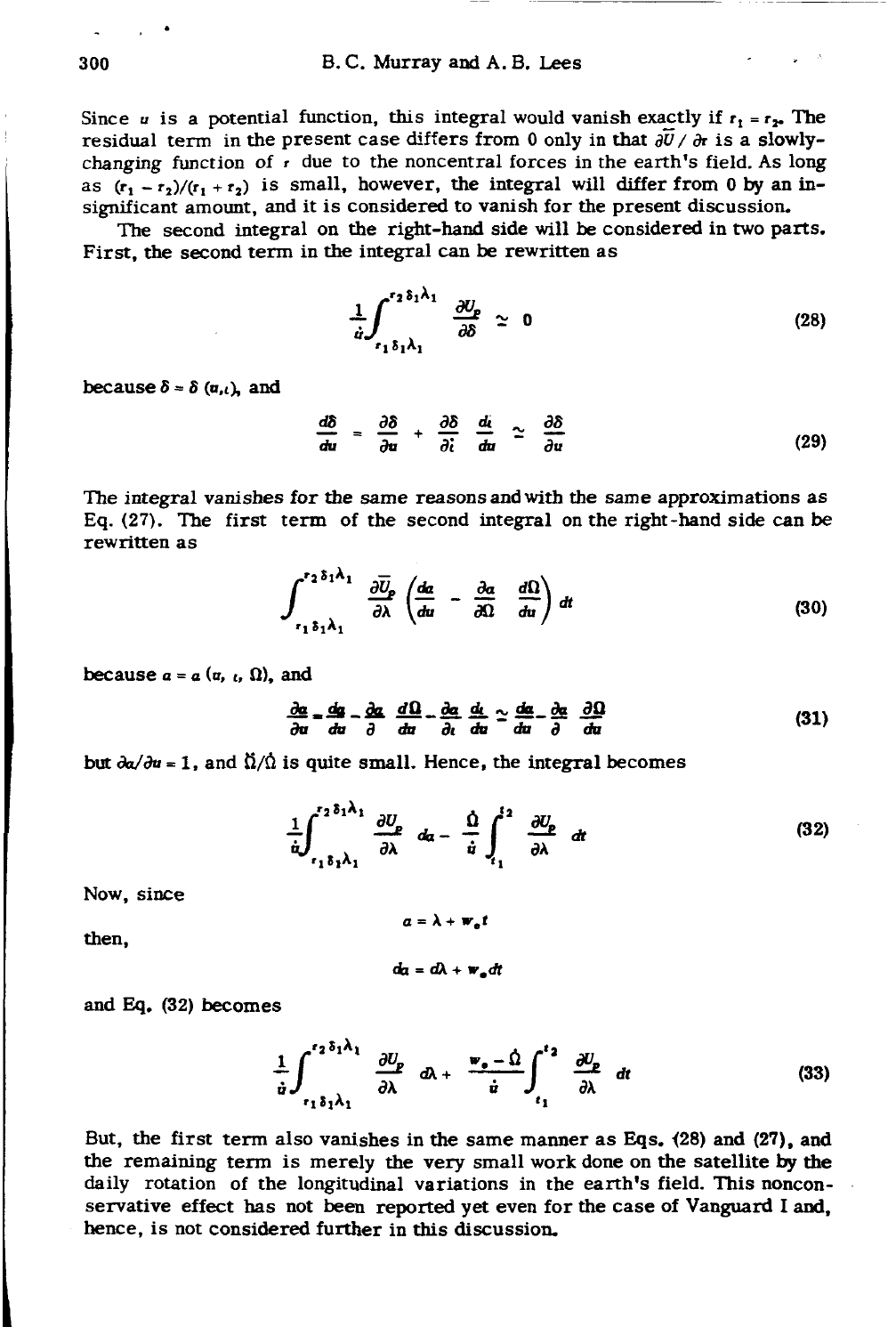Since $u$ is a potential function, this integral would vanish exactly if $r_1 = r_2$. The residual term in the present case differs from 0 only in that $\partial \bar{U} / \partial r$ is a slowly-changing function of $r$ due to the noncentral forces in the earth's field. As long as $(r_1 - r_2)/(r_1 + r_2)$ is small, however, the integral will differ from 0 by an insignificant amount, and it is considered to vanish for the present discussion.

The second integral on the right-hand side will be considered in two parts. First, the second term in the integral can be rewritten as

$$\frac{1}{\dot{u}} \int_{r_1 \delta_1 \lambda_1}^{r_2 \delta_1 \lambda_1} \frac{\partial U_p}{\partial \delta} \simeq 0 \tag{28}$$

because $\delta = \delta(u, \iota)$, and

$$\frac{d\delta}{du} = \frac{\partial \delta}{\partial u} + \frac{\partial \delta}{\partial \iota} \frac{d\iota}{du} \simeq \frac{\partial \delta}{\partial u} \tag{29}$$

The integral vanishes for the same reasons and with the same approximations as Eq. (27). The first term of the second integral on the right-hand side can be rewritten as

$$\int_{r_1 \delta_1 \lambda_1}^{r_2 \delta_1 \lambda_1} \frac{\partial \bar{U}_p}{\partial \lambda} \left( \frac{d\alpha}{du} - \frac{\partial \alpha}{\partial \Omega} \frac{d\Omega}{du} \right) dt \tag{30}$$

because $\alpha = \alpha(u, \iota, \Omega)$, and

$$\frac{\partial \alpha}{\partial u} = \frac{d\alpha}{du} - \frac{\partial \alpha}{\partial} \frac{d\Omega}{du} - \frac{\partial \alpha}{\partial \iota} \frac{d\iota}{du} \simeq \frac{d\alpha}{du} - \frac{\partial \alpha}{\partial} \frac{\partial \Omega}{du} \tag{31}$$

but $\partial \alpha / \partial u = 1$, and $\dot{\Omega}/\dot{\Omega}$ is quite small. Hence, the integral becomes

$$\frac{1}{\dot{u}} \int_{r_1 \delta_1 \lambda_1}^{r_2 \delta_1 \lambda_1} \frac{\partial U_p}{\partial \lambda} d\alpha - \frac{\dot{\Omega}}{\dot{u}} \int_{t_1}^{t_2} \frac{\partial U_p}{\partial \lambda} dt \tag{32}$$

Now, since

$$\alpha = \lambda + w_e t$$

then,

$$d\alpha = d\lambda + w_e dt$$

and Eq. (32) becomes

$$\frac{1}{\dot{u}} \int_{r_1 \delta_1 \lambda_1}^{r_2 \delta_1 \lambda_1} \frac{\partial U_p}{\partial \lambda} d\lambda + \frac{w_e - \dot{\Omega}}{\dot{u}} \int_{t_1}^{t_2} \frac{\partial U_p}{\partial \lambda} dt \tag{33}$$

But, the first term also vanishes in the same manner as Eqs. (28) and (27), and the remaining term is merely the very small work done on the satellite by the daily rotation of the longitudinal variations in the earth's field. This nonconservative effect has not been reported yet even for the case of Vanguard I and, hence, is not considered further in this discussion.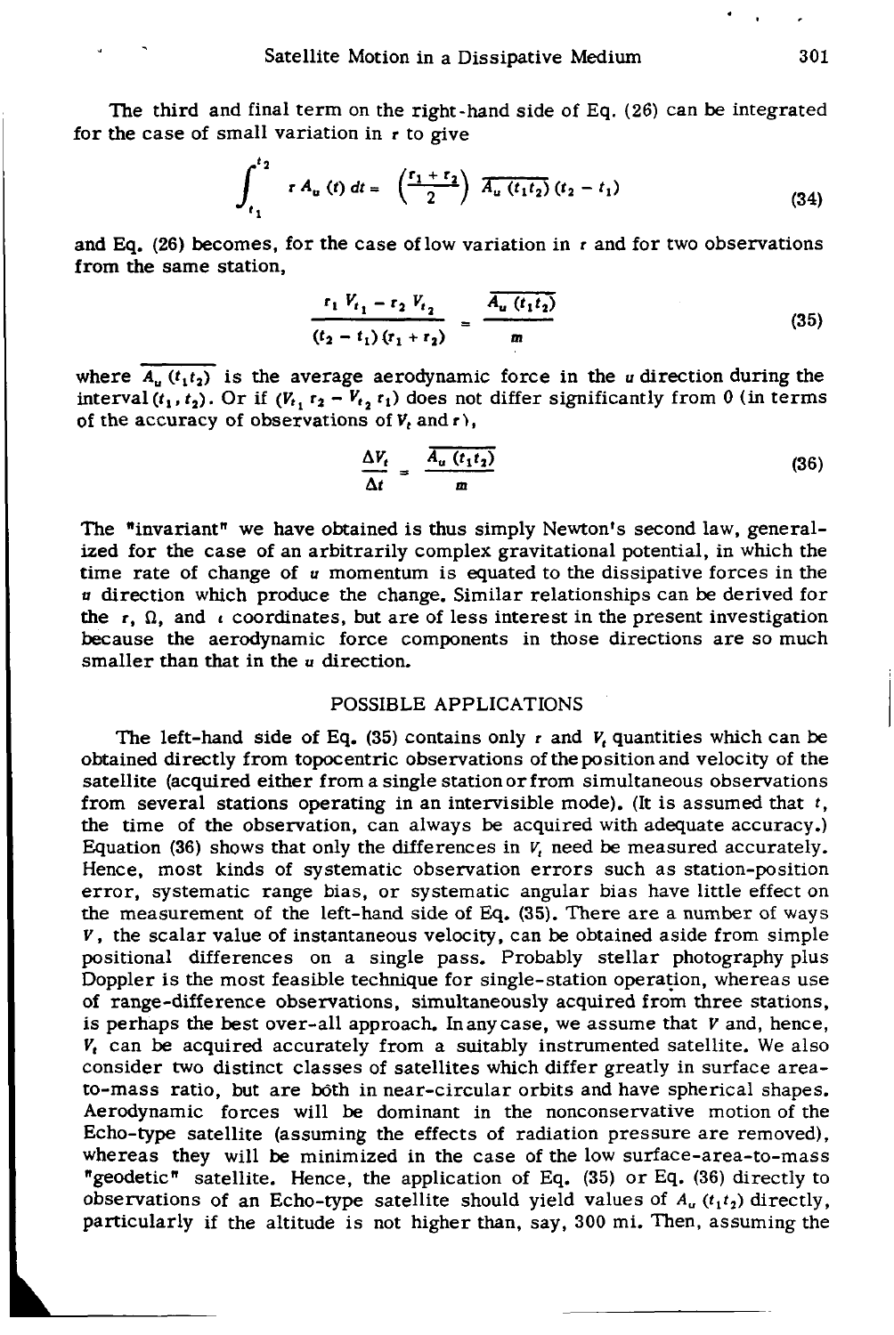The third and final term on the right-hand side of Eq. (26) can be integrated for the case of small variation in $r$ to give

$$\int_{t_1}^{t_2} r\, A_u(t)\, dt = \left(\frac{r_1 + r_2}{2}\right) \overline{A_u(t_1 t_2)}\,(t_2 - t_1) \tag{34}$$

and Eq. (26) becomes, for the case of low variation in $r$ and for two observations from the same station,

$$\frac{r_1 V_{t_1} - r_2 V_{t_2}}{(t_2 - t_1)(r_1 + r_2)} = \frac{\overline{A_u(t_1 t_2)}}{m} \tag{35}$$

where $\overline{A_u(t_1 t_2)}$ is the average aerodynamic force in the $u$ direction during the interval $(t_1, t_2)$. Or if $(V_{t_1} r_2 - V_{t_2} r_1)$ does not differ significantly from 0 (in terms of the accuracy of observations of $V_t$ and $r$),

$$\frac{\Delta V_t}{\Delta t} = \frac{\overline{A_u(t_1 t_2)}}{m} \tag{36}$$

The "invariant" we have obtained is thus simply Newton's second law, generalized for the case of an arbitrarily complex gravitational potential, in which the time rate of change of $u$ momentum is equated to the dissipative forces in the $u$ direction which produce the change. Similar relationships can be derived for the $r$, $\Omega$, and $\iota$ coordinates, but are of less interest in the present investigation because the aerodynamic force components in those directions are so much smaller than that in the $u$ direction.

## POSSIBLE APPLICATIONS

The left-hand side of Eq. (35) contains only $r$ and $V_t$ quantities which can be obtained directly from topocentric observations of the position and velocity of the satellite (acquired either from a single station or from simultaneous observations from several stations operating in an intervisible mode). (It is assumed that $t$, the time of the observation, can always be acquired with adequate accuracy.) Equation (36) shows that only the differences in $V_t$ need be measured accurately. Hence, most kinds of systematic observation errors such as station-position error, systematic range bias, or systematic angular bias have little effect on the measurement of the left-hand side of Eq. (35). There are a number of ways $V$, the scalar value of instantaneous velocity, can be obtained aside from simple positional differences on a single pass. Probably stellar photography plus Doppler is the most feasible technique for single-station operation, whereas use of range-difference observations, simultaneously acquired from three stations, is perhaps the best over-all approach. In any case, we assume that $V$ and, hence, $V_t$ can be acquired accurately from a suitably instrumented satellite. We also consider two distinct classes of satellites which differ greatly in surface area-to-mass ratio, but are both in near-circular orbits and have spherical shapes. Aerodynamic forces will be dominant in the nonconservative motion of the Echo-type satellite (assuming the effects of radiation pressure are removed), whereas they will be minimized in the case of the low surface-area-to-mass "geodetic" satellite. Hence, the application of Eq. (35) or Eq. (36) directly to observations of an Echo-type satellite should yield values of $A_u(t_1 t_2)$ directly, particularly if the altitude is not higher than, say, 300 mi. Then, assuming the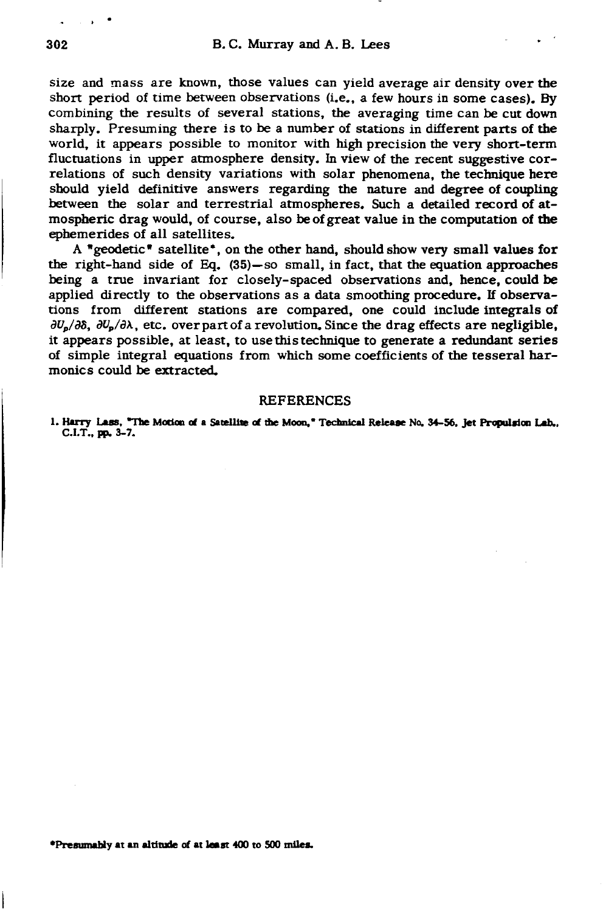size and mass are known, those values can yield average air density over the short period of time between observations (i.e., a few hours in some cases). By combining the results of several stations, the averaging time can be cut down sharply. Presuming there is to be a number of stations in different parts of the world, it appears possible to monitor with high precision the very short-term fluctuations in upper atmosphere density. In view of the recent suggestive correlations of such density variations with solar phenomena, the technique here should yield definitive answers regarding the nature and degree of coupling between the solar and terrestrial atmospheres. Such a detailed record of atmospheric drag would, of course, also be of great value in the computation of the ephemerides of all satellites.

A "geodetic" satellite*, on the other hand, should show very small values for the right-hand side of Eq. (35)—so small, in fact, that the equation approaches being a true invariant for closely-spaced observations and, hence, could be applied directly to the observations as a data smoothing procedure. If observations from different stations are compared, one could include integrals of $\partial U_p/\partial \delta$, $\partial U_p/\partial \lambda$, etc. over part of a revolution. Since the drag effects are negligible, it appears possible, at least, to use this technique to generate a redundant series of simple integral equations from which some coefficients of the tesseral harmonics could be extracted.

## REFERENCES

1. Harry Lass, "The Motion of a Satellite of the Moon," Technical Release No. 34-56, Jet Propulsion Lab., C.I.T., pp. 3-7.

*Presumably at an altitude of at least 400 to 500 miles.